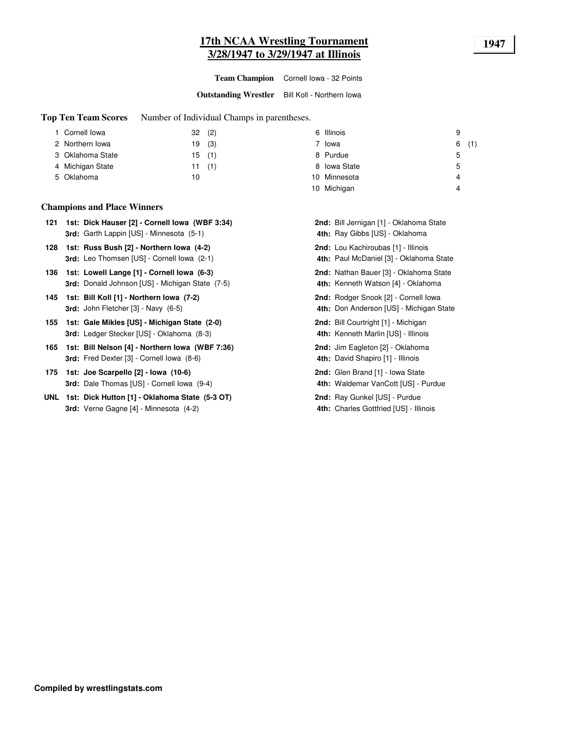# 17th NCAA Wrestling Tournament
## 3/28/1947 to 3/29/1947 at Illinois

**1947**

**Team Champion** Cornell Iowa - 32 Points

**Outstanding Wrestler** Bill Koll - Northern Iowa

**Top Ten Team Scores** Number of Individual Champs in parentheses.

| Rank | Team | Points | Champs |
|---|---|---|---|
| 1 | Cornell Iowa | 32 | (2) |
| 2 | Northern Iowa | 19 | (3) |
| 3 | Oklahoma State | 15 | (1) |
| 4 | Michigan State | 11 | (1) |
| 5 | Oklahoma | 10 | |
| 6 | Illinois | 9 | |
| 7 | Iowa | 6 | (1) |
| 8 | Purdue | 5 | |
| 8 | Iowa State | 5 | |
| 10 | Minnesota | 4 | |
| 10 | Michigan | 4 | |

**Champions and Place Winners**

**121**
- **1st: Dick Hauser [2] - Cornell Iowa (WBF 3:34)**
- **2nd:** Bill Jernigan [1] - Oklahoma State
- **3rd:** Garth Lappin [US] - Minnesota (5-1)
- **4th:** Ray Gibbs [US] - Oklahoma

**128**
- **1st: Russ Bush [2] - Northern Iowa (4-2)**
- **2nd:** Lou Kachiroubas [1] - Illinois
- **3rd:** Leo Thomsen [US] - Cornell Iowa (2-1)
- **4th:** Paul McDaniel [3] - Oklahoma State

**136**
- **1st: Lowell Lange [1] - Cornell Iowa (6-3)**
- **2nd:** Nathan Bauer [3] - Oklahoma State
- **3rd:** Donald Johnson [US] - Michigan State (7-5)
- **4th:** Kenneth Watson [4] - Oklahoma

**145**
- **1st: Bill Koll [1] - Northern Iowa (7-2)**
- **2nd:** Rodger Snook [2] - Cornell Iowa
- **3rd:** John Fletcher [3] - Navy (6-5)
- **4th:** Don Anderson [US] - Michigan State

**155**
- **1st: Gale Mikles [US] - Michigan State (2-0)**
- **2nd:** Bill Courtright [1] - Michigan
- **3rd:** Ledger Stecker [US] - Oklahoma (8-3)
- **4th:** Kenneth Marlin [US] - Illinois

**165**
- **1st: Bill Nelson [4] - Northern Iowa (WBF 7:36)**
- **2nd:** Jim Eagleton [2] - Oklahoma
- **3rd:** Fred Dexter [3] - Cornell Iowa (8-6)
- **4th:** David Shapiro [1] - Illinois

**175**
- **1st: Joe Scarpello [2] - Iowa (10-6)**
- **2nd:** Glen Brand [1] - Iowa State
- **3rd:** Dale Thomas [US] - Cornell Iowa (9-4)
- **4th:** Waldemar VanCott [US] - Purdue

**UNL**
- **1st: Dick Hutton [1] - Oklahoma State (5-3 OT)**
- **2nd:** Ray Gunkel [US] - Purdue
- **3rd:** Verne Gagne [4] - Minnesota (4-2)
- **4th:** Charles Gottfried [US] - Illinois

**Compiled by wrestlingstats.com**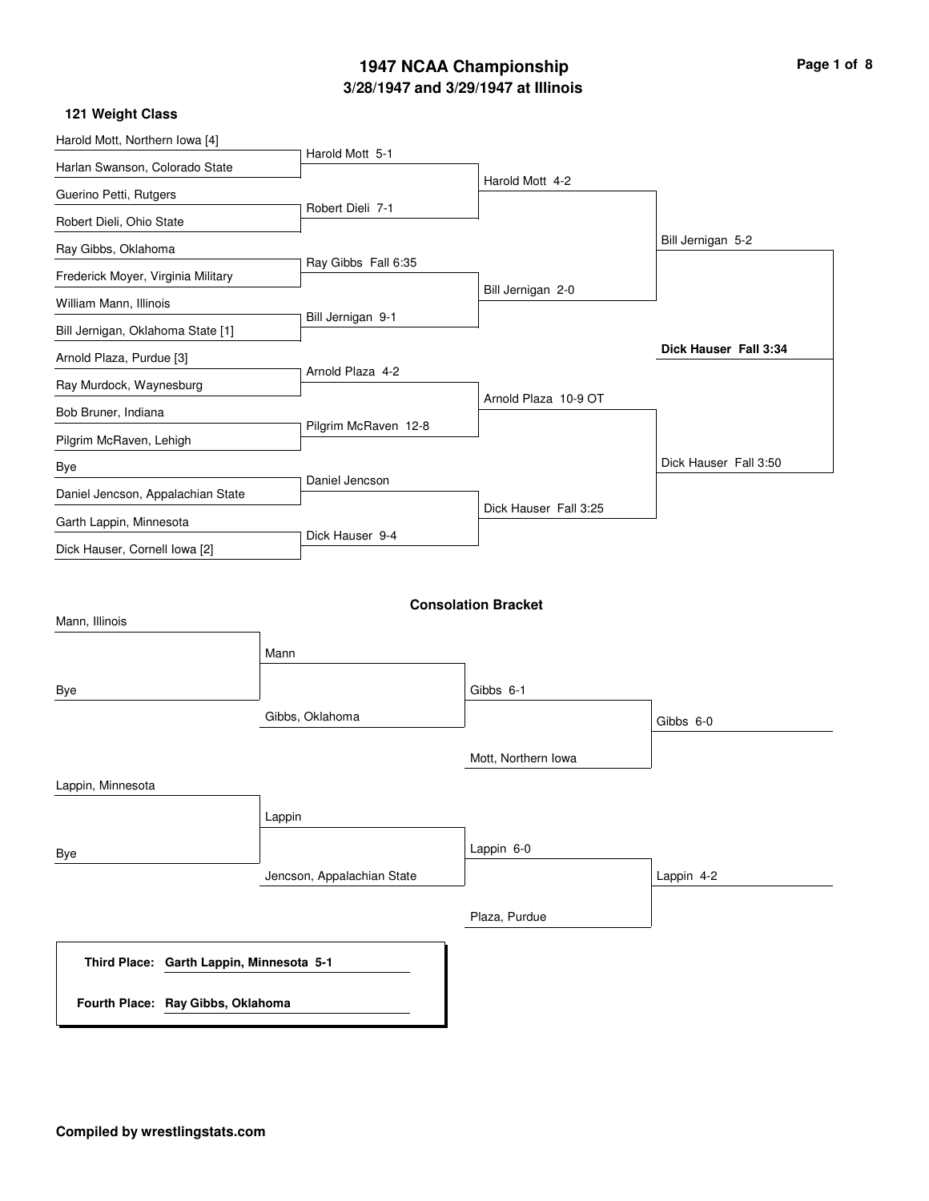# 1947 NCAA Championship

## 3/28/1947 and 3/29/1947 at Illinois

### 121 Weight Class

**First Round**

- Harold Mott, Northern Iowa [4] vs. Harlan Swanson, Colorado State — Harold Mott 5-1
- Guerino Petti, Rutgers vs. Robert Dieli, Ohio State — Robert Dieli 7-1
- Ray Gibbs, Oklahoma vs. Frederick Moyer, Virginia Military — Ray Gibbs Fall 6:35
- William Mann, Illinois vs. Bill Jernigan, Oklahoma State [1] — Bill Jernigan 9-1
- Arnold Plaza, Purdue [3] vs. Ray Murdock, Waynesburg — Arnold Plaza 4-2
- Bob Bruner, Indiana vs. Pilgrim McRaven, Lehigh — Pilgrim McRaven 12-8
- Bye vs. Daniel Jencson, Appalachian State — Daniel Jencson
- Garth Lappin, Minnesota vs. Dick Hauser, Cornell Iowa [2] — Dick Hauser 9-4

**Quarterfinals**

- Harold Mott 4-2
- Bill Jernigan 2-0
- Arnold Plaza 10-9 OT
- Dick Hauser Fall 3:25

**Semifinals**

- Bill Jernigan 5-2
- Dick Hauser Fall 3:50

**Final**

- **Dick Hauser Fall 3:34**

### Consolation Bracket

- Mann, Illinois vs. Bye — Mann
- Mann vs. Gibbs, Oklahoma — Gibbs 6-1
- Gibbs vs. Mott, Northern Iowa — Gibbs 6-0
- Lappin, Minnesota vs. Bye — Lappin
- Lappin vs. Jencson, Appalachian State — Lappin 6-0
- Lappin vs. Plaza, Purdue — Lappin 4-2

**Third Place: Garth Lappin, Minnesota 5-1**

**Fourth Place: Ray Gibbs, Oklahoma**

**Compiled by wrestlingstats.com**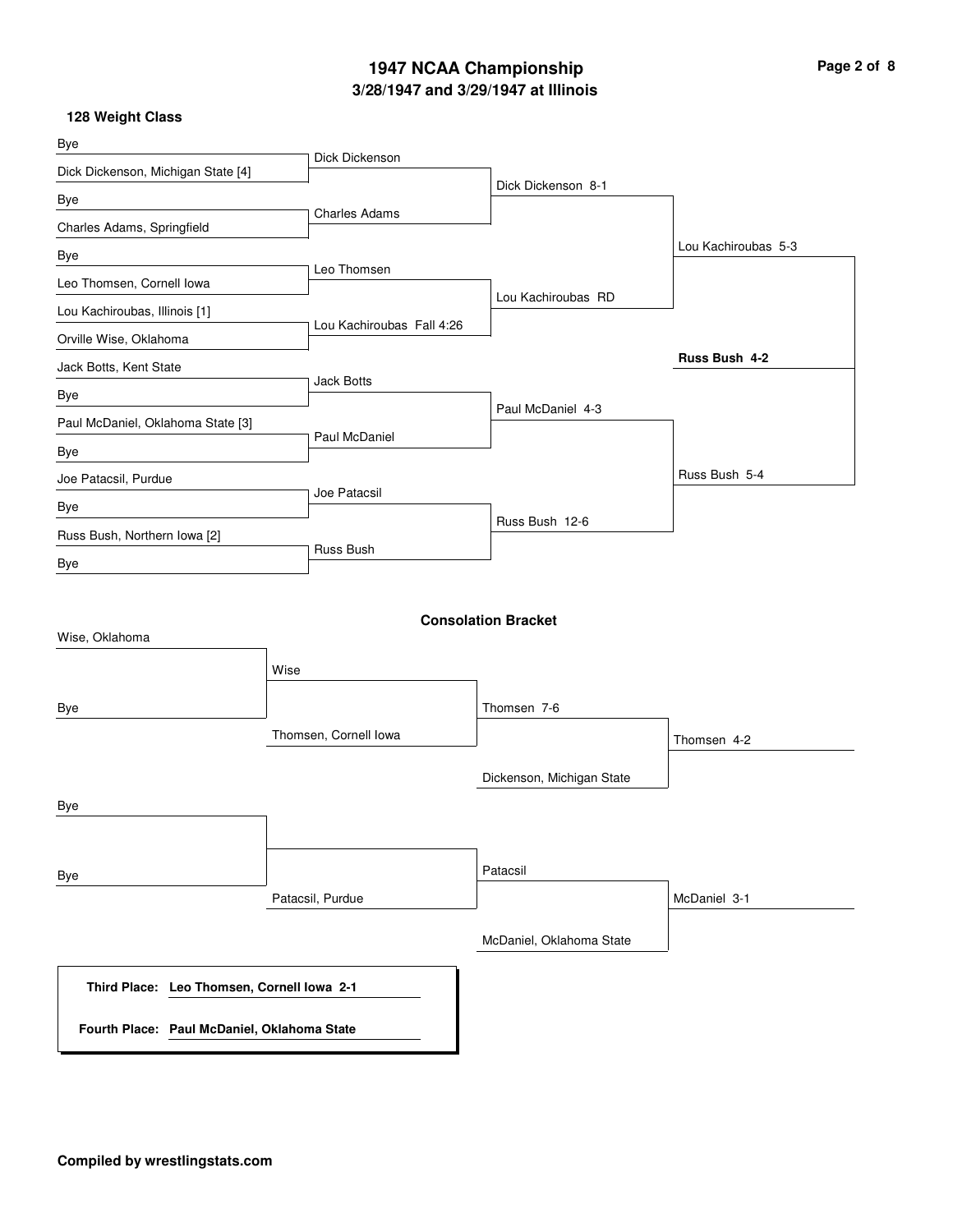# 1947 NCAA Championship

## 3/28/1947 and 3/29/1947 at Illinois

### 128 Weight Class

**First Round**

- Bye vs. Dick Dickenson, Michigan State [4] → Dick Dickenson
- Bye vs. Charles Adams, Springfield → Charles Adams
- Bye vs. Leo Thomsen, Cornell Iowa → Leo Thomsen
- Lou Kachiroubas, Illinois [1] vs. Orville Wise, Oklahoma → Lou Kachiroubas Fall 4:26
- Jack Botts, Kent State vs. Bye → Jack Botts
- Paul McDaniel, Oklahoma State [3] vs. Bye → Paul McDaniel
- Joe Patacsil, Purdue vs. Bye → Joe Patacsil
- Russ Bush, Northern Iowa [2] vs. Bye → Russ Bush

**Quarterfinals**

- Dick Dickenson 8-1
- Lou Kachiroubas RD
- Paul McDaniel 4-3
- Russ Bush 12-6

**Semifinals**

- Lou Kachiroubas 5-3
- Russ Bush 5-4

**Final**

- **Russ Bush 4-2**

### Consolation Bracket

- Wise, Oklahoma vs. Bye → Wise
- Wise vs. Thomsen, Cornell Iowa → Thomsen 7-6
- Thomsen vs. Dickenson, Michigan State → Thomsen 4-2
- Bye vs. Bye
- Patacsil, Purdue → Patacsil
- Patacsil vs. McDaniel, Oklahoma State → McDaniel 3-1

**Third Place:** Leo Thomsen, Cornell Iowa 2-1

**Fourth Place:** Paul McDaniel, Oklahoma State

**Compiled by wrestlingstats.com**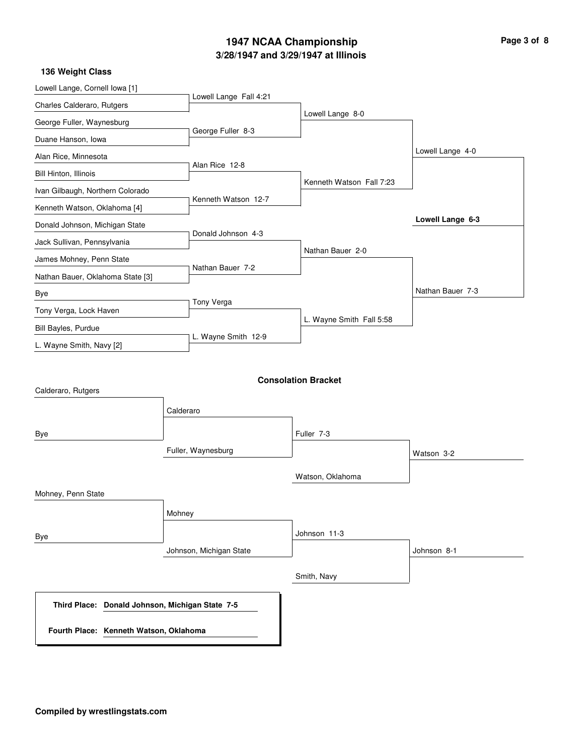# 1947 NCAA Championship

## 3/28/1947 and 3/29/1947 at Illinois

### 136 Weight Class

**First Round**

| Wrestler | Wrestler | Result |
|---|---|---|
| Lowell Lange, Cornell Iowa [1] | Charles Calderaro, Rutgers | Lowell Lange Fall 4:21 |
| George Fuller, Waynesburg | Duane Hanson, Iowa | George Fuller 8-3 |
| Alan Rice, Minnesota | Bill Hinton, Illinois | Alan Rice 12-8 |
| Ivan Gilbaugh, Northern Colorado | Kenneth Watson, Oklahoma [4] | Kenneth Watson 12-7 |
| Donald Johnson, Michigan State | Jack Sullivan, Pennsylvania | Donald Johnson 4-3 |
| James Mohney, Penn State | Nathan Bauer, Oklahoma State [3] | Nathan Bauer 7-2 |
| Bye | Tony Verga, Lock Haven | Tony Verga |
| Bill Bayles, Purdue | L. Wayne Smith, Navy [2] | L. Wayne Smith 12-9 |

**Quarterfinals**

- Lowell Lange 8-0
- Kenneth Watson Fall 7:23
- Nathan Bauer 2-0
- L. Wayne Smith Fall 5:58

**Semifinals**

- Lowell Lange 4-0
- Nathan Bauer 7-3

**Final**

- **Lowell Lange 6-3**

### Consolation Bracket

- Calderaro, Rutgers vs. Bye — Calderaro
- Calderaro vs. Fuller, Waynesburg — Fuller 7-3
- Fuller vs. Watson, Oklahoma — Watson 3-2
- Mohney, Penn State vs. Bye — Mohney
- Mohney vs. Johnson, Michigan State — Johnson 11-3
- Johnson vs. Smith, Navy — Johnson 8-1

**Third Place:** **Donald Johnson, Michigan State 7-5**

**Fourth Place:** **Kenneth Watson, Oklahoma**

**Compiled by wrestlingstats.com**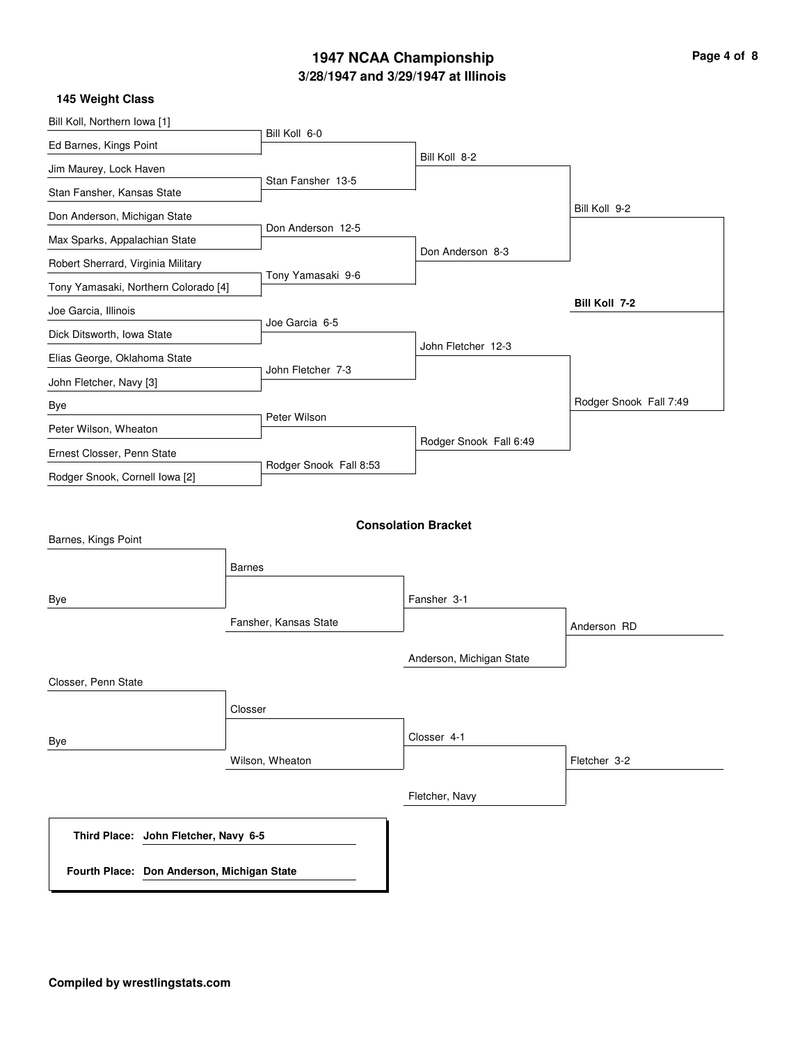# 1947 NCAA Championship

## 3/28/1947 and 3/29/1947 at Illinois

### 145 Weight Class

**First Round**

- Bill Koll, Northern Iowa [1] vs. Ed Barnes, Kings Point — Bill Koll 6-0
- Jim Maurey, Lock Haven vs. Stan Fansher, Kansas State — Stan Fansher 13-5
- Don Anderson, Michigan State vs. Max Sparks, Appalachian State — Don Anderson 12-5
- Robert Sherrard, Virginia Military vs. Tony Yamasaki, Northern Colorado [4] — Tony Yamasaki 9-6
- Joe Garcia, Illinois vs. Dick Ditsworth, Iowa State — Joe Garcia 6-5
- Elias George, Oklahoma State vs. John Fletcher, Navy [3] — John Fletcher 7-3
- Bye vs. Peter Wilson, Wheaton — Peter Wilson
- Ernest Closser, Penn State vs. Rodger Snook, Cornell Iowa [2] — Rodger Snook Fall 8:53

**Quarterfinals**

- Bill Koll 8-2
- Don Anderson 8-3
- John Fletcher 12-3
- Rodger Snook Fall 6:49

**Semifinals**

- Bill Koll 9-2
- Rodger Snook Fall 7:49

**Final**

- **Bill Koll 7-2**

### Consolation Bracket

- Barnes, Kings Point vs. Bye — Barnes
- Barnes vs. Fansher, Kansas State — Fansher 3-1
- Fansher vs. Anderson, Michigan State — Anderson RD
- Closser, Penn State vs. Bye — Closser
- Closser vs. Wilson, Wheaton — Closser 4-1
- Closser vs. Fletcher, Navy — Fletcher 3-2

**Third Place:** **John Fletcher, Navy 6-5**

**Fourth Place:** **Don Anderson, Michigan State**

**Compiled by wrestlingstats.com**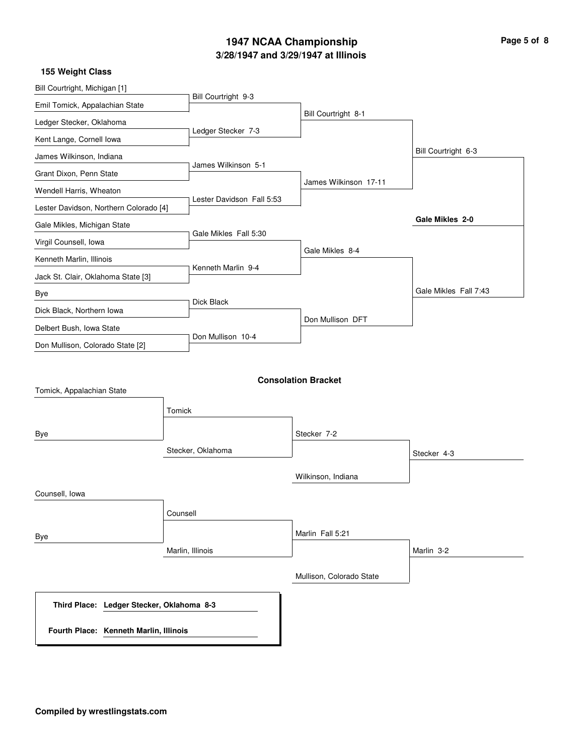# 1947 NCAA Championship

## 3/28/1947 and 3/29/1947 at Illinois

### 155 Weight Class

**First Round**

- Bill Courtright, Michigan [1] vs. Emil Tomick, Appalachian State — Bill Courtright 9-3
- Ledger Stecker, Oklahoma vs. Kent Lange, Cornell Iowa — Ledger Stecker 7-3
- James Wilkinson, Indiana vs. Grant Dixon, Penn State — James Wilkinson 5-1
- Wendell Harris, Wheaton vs. Lester Davidson, Northern Colorado [4] — Lester Davidson Fall 5:53
- Gale Mikles, Michigan State vs. Virgil Counsell, Iowa — Gale Mikles Fall 5:30
- Kenneth Marlin, Illinois vs. Jack St. Clair, Oklahoma State [3] — Kenneth Marlin 9-4
- Bye vs. Dick Black, Northern Iowa — Dick Black
- Delbert Bush, Iowa State vs. Don Mullison, Colorado State [2] — Don Mullison 10-4

**Quarterfinals**

- Bill Courtright 8-1
- James Wilkinson 17-11
- Gale Mikles 8-4
- Don Mullison DFT

**Semifinals**

- Bill Courtright 6-3
- Gale Mikles Fall 7:43

**Final**

- **Gale Mikles 2-0**

### Consolation Bracket

- Tomick, Appalachian State vs. Bye — Tomick
- Tomick vs. Stecker, Oklahoma — Stecker 7-2
- Stecker vs. Wilkinson, Indiana — Stecker 4-3
- Counsell, Iowa vs. Bye — Counsell
- Counsell vs. Marlin, Illinois — Marlin Fall 5:21
- Marlin vs. Mullison, Colorado State — Marlin 3-2

**Third Place:** **Ledger Stecker, Oklahoma 8-3**

**Fourth Place:** **Kenneth Marlin, Illinois**

**Compiled by wrestlingstats.com**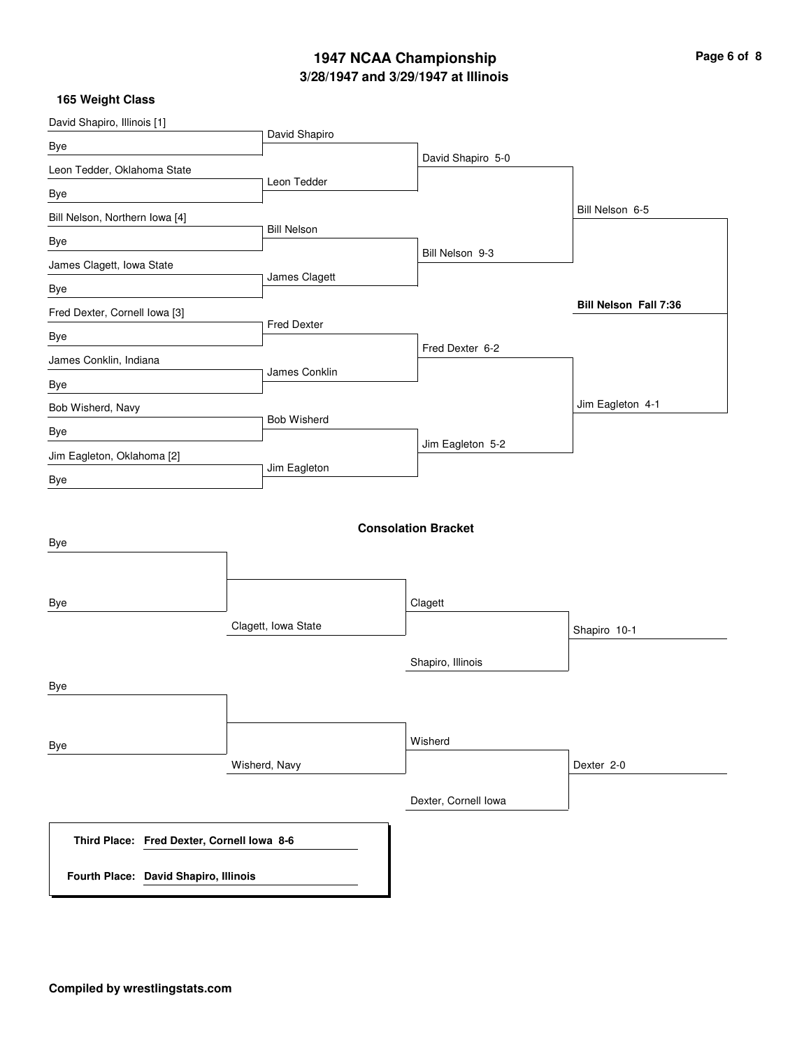# 1947 NCAA Championship

## 3/28/1947 and 3/29/1947 at Illinois

### 165 Weight Class

**First Round**

- David Shapiro, Illinois [1] vs. Bye — David Shapiro
- Leon Tedder, Oklahoma State vs. Bye — Leon Tedder
- Bill Nelson, Northern Iowa [4] vs. Bye — Bill Nelson
- James Clagett, Iowa State vs. Bye — James Clagett
- Fred Dexter, Cornell Iowa [3] vs. Bye — Fred Dexter
- James Conklin, Indiana vs. Bye — James Conklin
- Bob Wisherd, Navy vs. Bye — Bob Wisherd
- Jim Eagleton, Oklahoma [2] vs. Bye — Jim Eagleton

**Quarterfinals**

- David Shapiro 5-0
- Bill Nelson 9-3
- Fred Dexter 6-2
- Jim Eagleton 5-2

**Semifinals**

- Bill Nelson 6-5
- Jim Eagleton 4-1

**Final**

- **Bill Nelson Fall 7:36**

### Consolation Bracket

- Bye vs. Bye — Clagett, Iowa State
- Clagett vs. Shapiro, Illinois — Shapiro 10-1
- Bye vs. Bye — Wisherd, Navy
- Wisherd vs. Dexter, Cornell Iowa — Dexter 2-0

**Third Place:** **Fred Dexter, Cornell Iowa 8-6**

**Fourth Place:** **David Shapiro, Illinois**

**Compiled by wrestlingstats.com**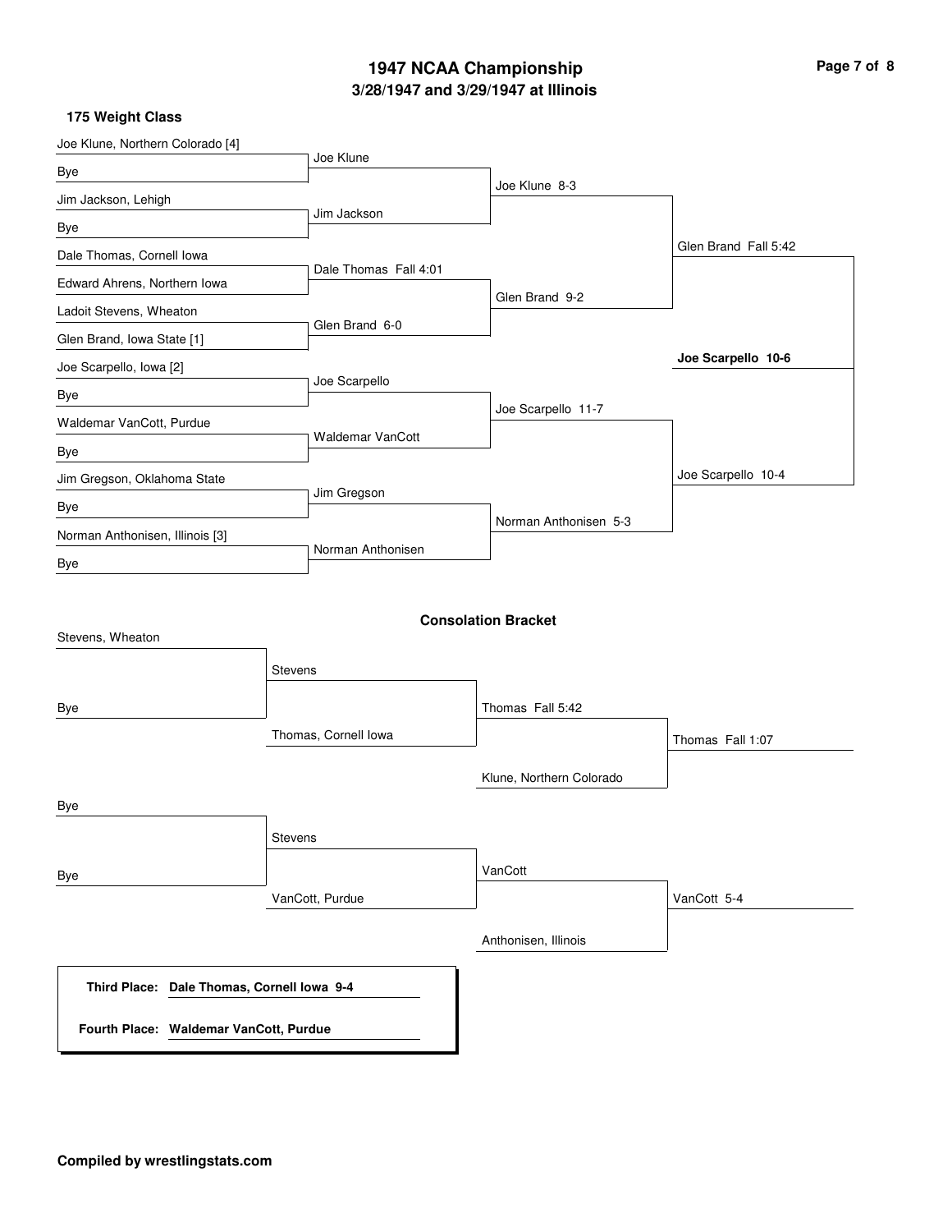# 1947 NCAA Championship

## 3/28/1947 and 3/29/1947 at Illinois

### 175 Weight Class

**First Round**

- Joe Klune, Northern Colorado [4] vs Bye → Joe Klune
- Jim Jackson, Lehigh vs Bye → Jim Jackson
- Dale Thomas, Cornell Iowa vs Edward Ahrens, Northern Iowa → Dale Thomas Fall 4:01
- Ladoit Stevens, Wheaton vs Glen Brand, Iowa State [1] → Glen Brand 6-0
- Joe Scarpello, Iowa [2] vs Bye → Joe Scarpello
- Waldemar VanCott, Purdue vs Bye → Waldemar VanCott
- Jim Gregson, Oklahoma State vs Bye → Jim Gregson
- Norman Anthonisen, Illinois [3] vs Bye → Norman Anthonisen

**Quarterfinals**

- Joe Klune 8-3
- Glen Brand 9-2
- Joe Scarpello 11-7
- Norman Anthonisen 5-3

**Semifinals**

- Glen Brand Fall 5:42
- Joe Scarpello 10-4

**Final**

- **Joe Scarpello 10-6**

### Consolation Bracket

- Stevens, Wheaton vs Bye → Stevens
- Stevens vs Thomas, Cornell Iowa → Thomas Fall 5:42
- Thomas vs Klune, Northern Colorado → Thomas Fall 1:07
- Bye vs Bye → Stevens
- Stevens vs VanCott, Purdue → VanCott
- VanCott vs Anthonisen, Illinois → VanCott 5-4

**Third Place:** **Dale Thomas, Cornell Iowa 9-4**

**Fourth Place:** **Waldemar VanCott, Purdue**

**Compiled by wrestlingstats.com**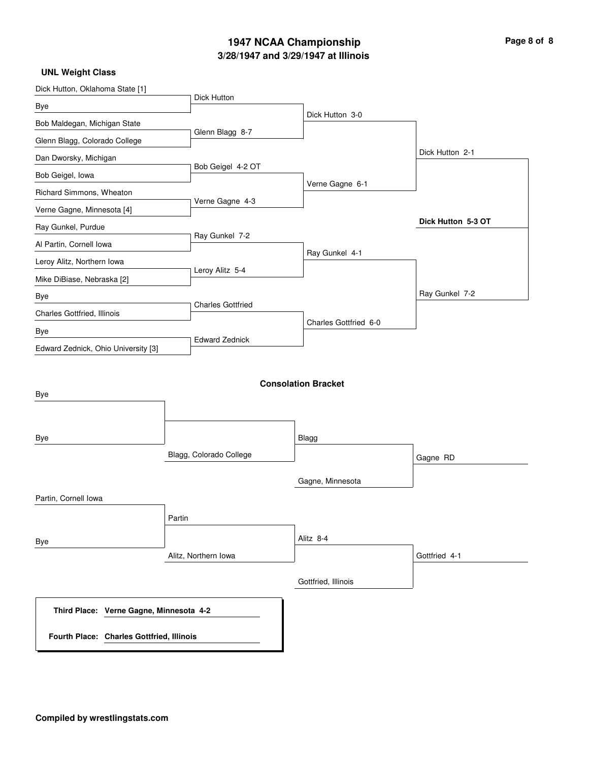# 1947 NCAA Championship

## 3/28/1947 and 3/29/1947 at Illinois

### UNL Weight Class

**Championship Bracket**

First Round:
- Dick Hutton, Oklahoma State [1] vs Bye — Dick Hutton
- Bob Maldegan, Michigan State vs Glenn Blagg, Colorado College — Glenn Blagg 8-7
- Dan Dworsky, Michigan vs Bob Geigel, Iowa — Bob Geigel 4-2 OT
- Richard Simmons, Wheaton vs Verne Gagne, Minnesota [4] — Verne Gagne 4-3
- Ray Gunkel, Purdue vs Al Partin, Cornell Iowa — Ray Gunkel 7-2
- Leroy Alitz, Northern Iowa vs Mike DiBiase, Nebraska [2] — Leroy Alitz 5-4
- Bye vs Charles Gottfried, Illinois — Charles Gottfried
- Bye vs Edward Zednick, Ohio University [3] — Edward Zednick

Quarterfinals:
- Dick Hutton 3-0
- Verne Gagne 6-1
- Ray Gunkel 4-1
- Charles Gottfried 6-0

Semifinals:
- Dick Hutton 2-1
- Ray Gunkel 7-2

Final:
- **Dick Hutton 5-3 OT**

**Consolation Bracket**

- Bye vs Bye
- Blagg, Colorado College
- Blagg vs Gagne, Minnesota — Gagne RD
- Partin, Cornell Iowa vs Bye — Partin
- Partin vs Alitz, Northern Iowa — Alitz 8-4
- Alitz vs Gottfried, Illinois — Gottfried 4-1

**Third Place:** **Verne Gagne, Minnesota 4-2**

**Fourth Place:** **Charles Gottfried, Illinois**

**Compiled by wrestlingstats.com**